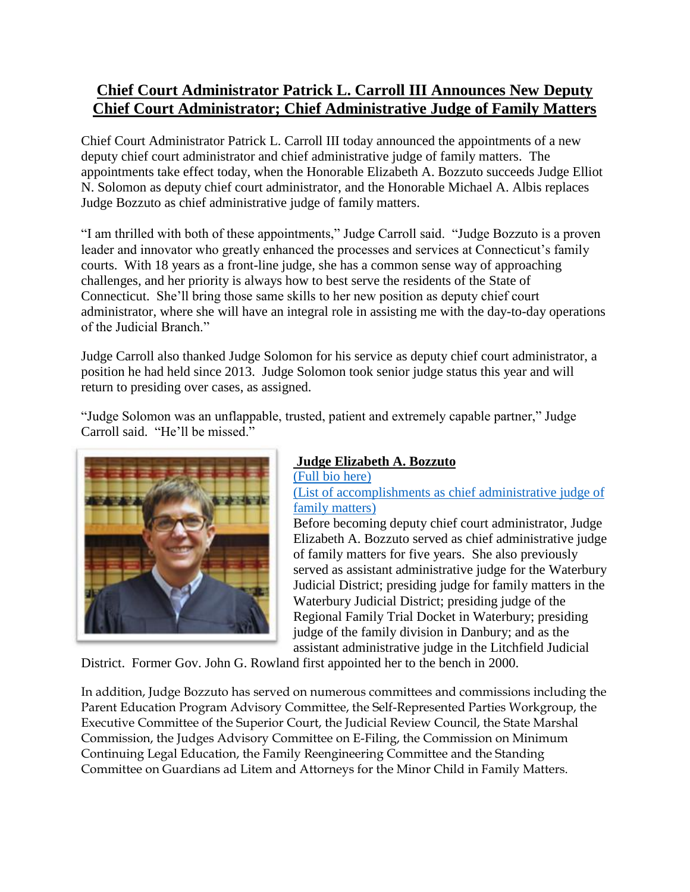# Chief Court Administrator Patrick L. Carroll III Announces New Deputy Chief Court Administrator; Chief Administrative Judge of Family Matters

Chief Court Administrator Patrick L. Carroll III today announced the appointments of a new deputy chief court administrator and chief administrative judge of family matters. The appointments take effect today, when the Honorable Elizabeth A. Bozzuto succeeds Judge Elliot N. Solomon as deputy chief court administrator, and the Honorable Michael A. Albis replaces Judge Bozzuto as chief administrative judge of family matters.

"I am thrilled with both of these appointments," Judge Carroll said. "Judge Bozzuto is a proven leader and innovator who greatly enhanced the processes and services at Connecticut's family courts. With 18 years as a front-line judge, she has a common sense way of approaching challenges, and her priority is always how to best serve the residents of the State of Connecticut. She'll bring those same skills to her new position as deputy chief court administrator, where she will have an integral role in assisting me with the day-to-day operations of the Judicial Branch."

Judge Carroll also thanked Judge Solomon for his service as deputy chief court administrator, a position he had held since 2013. Judge Solomon took senior judge status this year and will return to presiding over cases, as assigned.

"Judge Solomon was an unflappable, trusted, patient and extremely capable partner," Judge Carroll said. "He'll be missed."

## Judge Elizabeth A. Bozzuto

(Full bio here)

(List of accomplishments as chief administrative judge of family matters)

Before becoming deputy chief court administrator, Judge Elizabeth A. Bozzuto served as chief administrative judge of family matters for five years. She also previously served as assistant administrative judge for the Waterbury Judicial District; presiding judge for family matters in the Waterbury Judicial District; presiding judge of the Regional Family Trial Docket in Waterbury; presiding judge of the family division in Danbury; and as the assistant administrative judge in the Litchfield Judicial District. Former Gov. John G. Rowland first appointed her to the bench in 2000.

In addition, Judge Bozzuto has served on numerous committees and commissions including the Parent Education Program Advisory Committee, the Self-Represented Parties Workgroup, the Executive Committee of the Superior Court, the Judicial Review Council, the State Marshal Commission, the Judges Advisory Committee on E-Filing, the Commission on Minimum Continuing Legal Education, the Family Reengineering Committee and the Standing Committee on Guardians ad Litem and Attorneys for the Minor Child in Family Matters.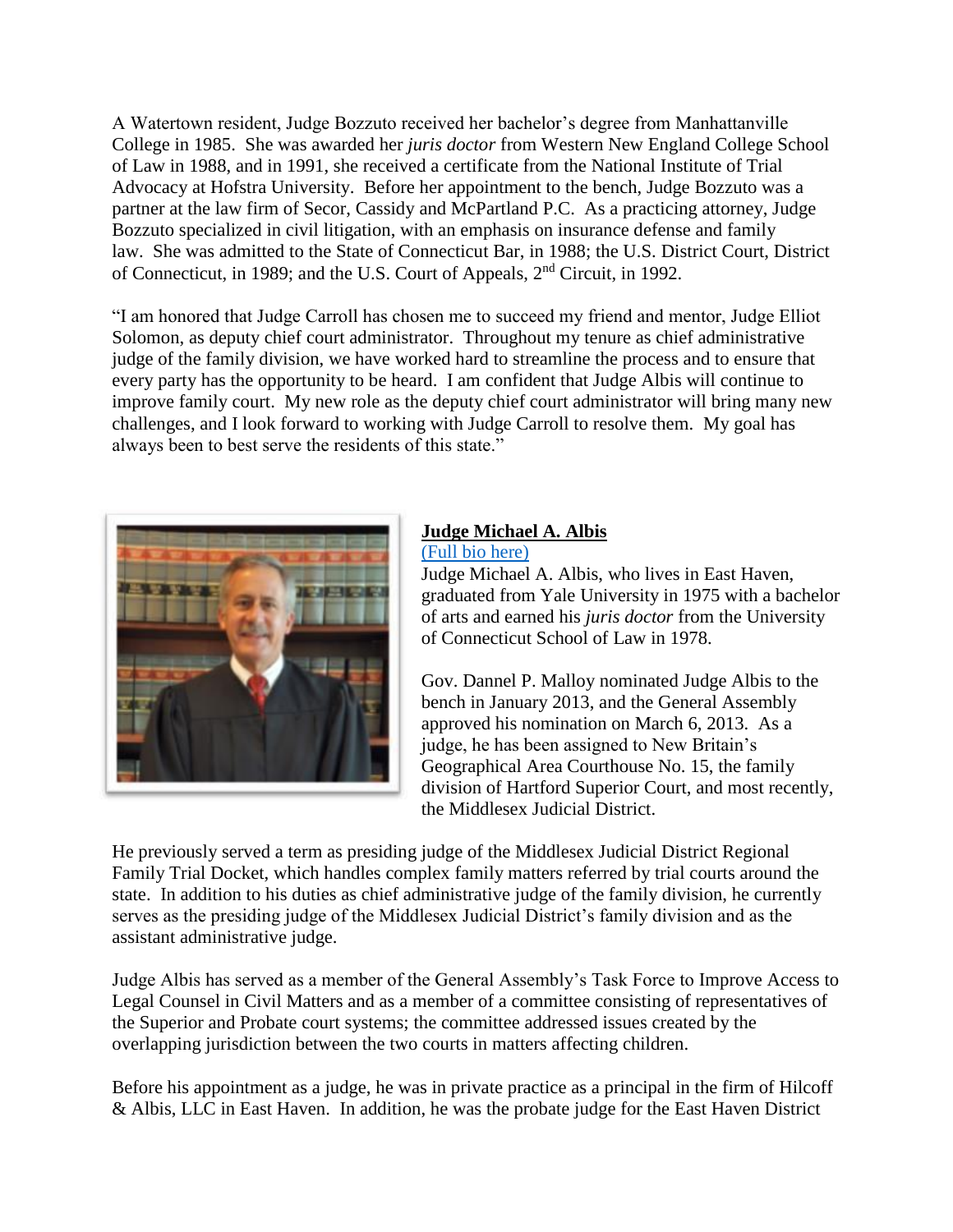A Watertown resident, Judge Bozzuto received her bachelor's degree from Manhattanville College in 1985. She was awarded her *juris doctor* from Western New England College School of Law in 1988, and in 1991, she received a certificate from the National Institute of Trial Advocacy at Hofstra University. Before her appointment to the bench, Judge Bozzuto was a partner at the law firm of Secor, Cassidy and McPartland P.C. As a practicing attorney, Judge Bozzuto specialized in civil litigation, with an emphasis on insurance defense and family law. She was admitted to the State of Connecticut Bar, in 1988; the U.S. District Court, District of Connecticut, in 1989; and the U.S. Court of Appeals, 2nd Circuit, in 1992.

"I am honored that Judge Carroll has chosen me to succeed my friend and mentor, Judge Elliot Solomon, as deputy chief court administrator. Throughout my tenure as chief administrative judge of the family division, we have worked hard to streamline the process and to ensure that every party has the opportunity to be heard. I am confident that Judge Albis will continue to improve family court. My new role as the deputy chief court administrator will bring many new challenges, and I look forward to working with Judge Carroll to resolve them. My goal has always been to best serve the residents of this state."

**Judge Michael A. Albis**

(Full bio here)

Judge Michael A. Albis, who lives in East Haven, graduated from Yale University in 1975 with a bachelor of arts and earned his *juris doctor* from the University of Connecticut School of Law in 1978.

Gov. Dannel P. Malloy nominated Judge Albis to the bench in January 2013, and the General Assembly approved his nomination on March 6, 2013. As a judge, he has been assigned to New Britain's Geographical Area Courthouse No. 15, the family division of Hartford Superior Court, and most recently, the Middlesex Judicial District.

He previously served a term as presiding judge of the Middlesex Judicial District Regional Family Trial Docket, which handles complex family matters referred by trial courts around the state. In addition to his duties as chief administrative judge of the family division, he currently serves as the presiding judge of the Middlesex Judicial District's family division and as the assistant administrative judge.

Judge Albis has served as a member of the General Assembly's Task Force to Improve Access to Legal Counsel in Civil Matters and as a member of a committee consisting of representatives of the Superior and Probate court systems; the committee addressed issues created by the overlapping jurisdiction between the two courts in matters affecting children.

Before his appointment as a judge, he was in private practice as a principal in the firm of Hilcoff & Albis, LLC in East Haven. In addition, he was the probate judge for the East Haven District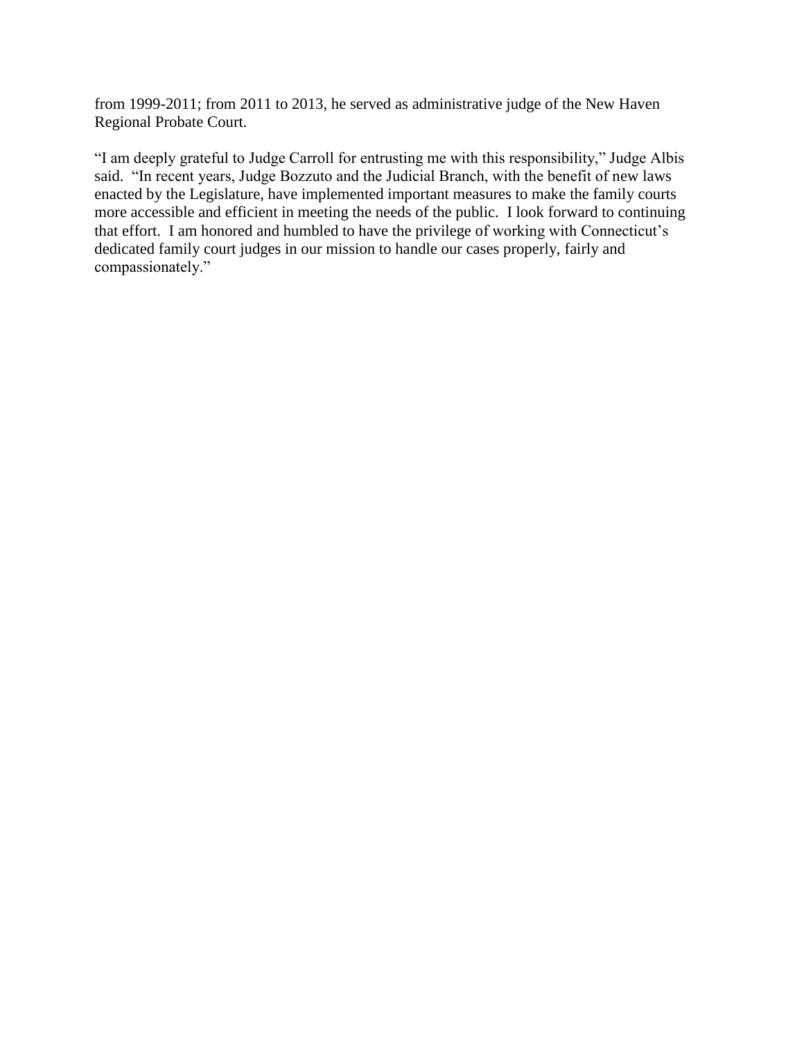from 1999-2011; from 2011 to 2013, he served as administrative judge of the New Haven Regional Probate Court.

"I am deeply grateful to Judge Carroll for entrusting me with this responsibility," Judge Albis said. "In recent years, Judge Bozzuto and the Judicial Branch, with the benefit of new laws enacted by the Legislature, have implemented important measures to make the family courts more accessible and efficient in meeting the needs of the public. I look forward to continuing that effort. I am honored and humbled to have the privilege of working with Connecticut's dedicated family court judges in our mission to handle our cases properly, fairly and compassionately."